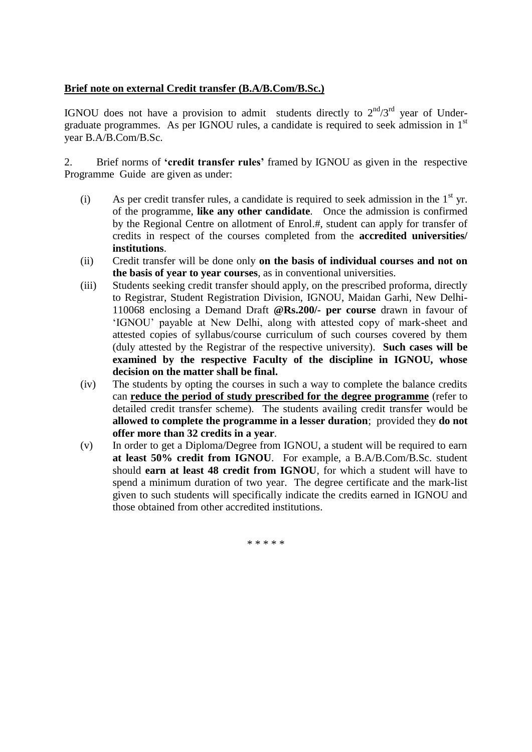**Brief note on external Credit transfer (B.A/B.Com/B.Sc.)**

IGNOU does not have a provision to admit students directly to 2nd/3rd year of Under-graduate programmes. As per IGNOU rules, a candidate is required to seek admission in 1st year B.A/B.Com/B.Sc.

2. Brief norms of **'credit transfer rules'** framed by IGNOU as given in the respective Programme Guide are given as under:

(i) As per credit transfer rules, a candidate is required to seek admission in the 1st yr. of the programme, **like any other candidate**. Once the admission is confirmed by the Regional Centre on allotment of Enrol.#, student can apply for transfer of credits in respect of the courses completed from the **accredited universities/ institutions**.

(ii) Credit transfer will be done only **on the basis of individual courses and not on the basis of year to year courses**, as in conventional universities.

(iii) Students seeking credit transfer should apply, on the prescribed proforma, directly to Registrar, Student Registration Division, IGNOU, Maidan Garhi, New Delhi-110068 enclosing a Demand Draft **@Rs.200/- per course** drawn in favour of 'IGNOU' payable at New Delhi, along with attested copy of mark-sheet and attested copies of syllabus/course curriculum of such courses covered by them (duly attested by the Registrar of the respective university). **Such cases will be examined by the respective Faculty of the discipline in IGNOU, whose decision on the matter shall be final.**

(iv) The students by opting the courses in such a way to complete the balance credits can **reduce the period of study prescribed for the degree programme** (refer to detailed credit transfer scheme). The students availing credit transfer would be **allowed to complete the programme in a lesser duration**; provided they **do not offer more than 32 credits in a year**.

(v) In order to get a Diploma/Degree from IGNOU, a student will be required to earn **at least 50% credit from IGNOU**. For example, a B.A/B.Com/B.Sc. student should **earn at least 48 credit from IGNOU**, for which a student will have to spend a minimum duration of two year. The degree certificate and the mark-list given to such students will specifically indicate the credits earned in IGNOU and those obtained from other accredited institutions.

\* \* \* \* \*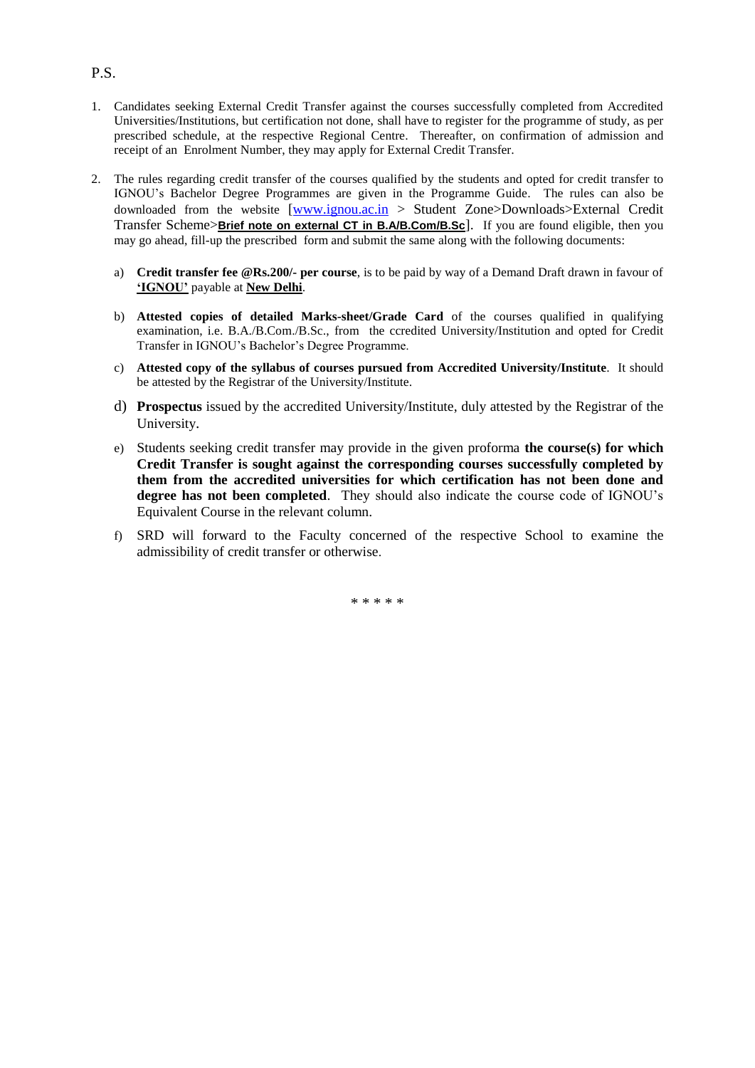P.S.

1. Candidates seeking External Credit Transfer against the courses successfully completed from Accredited Universities/Institutions, but certification not done, shall have to register for the programme of study, as per prescribed schedule, at the respective Regional Centre. Thereafter, on confirmation of admission and receipt of an Enrolment Number, they may apply for External Credit Transfer.

2. The rules regarding credit transfer of the courses qualified by the students and opted for credit transfer to IGNOU's Bachelor Degree Programmes are given in the Programme Guide. The rules can also be downloaded from the website [www.ignou.ac.in > Student Zone>Downloads>External Credit Transfer Scheme>**Brief note on external CT in B.A/B.Com/B.Sc**]. If you are found eligible, then you may go ahead, fill-up the prescribed form and submit the same along with the following documents:

   a) **Credit transfer fee @Rs.200/- per course**, is to be paid by way of a Demand Draft drawn in favour of **'IGNOU'** payable at **New Delhi**.

   b) **Attested copies of detailed Marks-sheet/Grade Card** of the courses qualified in qualifying examination, i.e. B.A./B.Com./B.Sc., from the ccredited University/Institution and opted for Credit Transfer in IGNOU's Bachelor's Degree Programme.

   c) **Attested copy of the syllabus of courses pursued from Accredited University/Institute**. It should be attested by the Registrar of the University/Institute.

   d) **Prospectus** issued by the accredited University/Institute, duly attested by the Registrar of the University.

   e) Students seeking credit transfer may provide in the given proforma **the course(s) for which Credit Transfer is sought against the corresponding courses successfully completed by them from the accredited universities for which certification has not been done and degree has not been completed**. They should also indicate the course code of IGNOU's Equivalent Course in the relevant column.

   f) SRD will forward to the Faculty concerned of the respective School to examine the admissibility of credit transfer or otherwise.

* * * * *